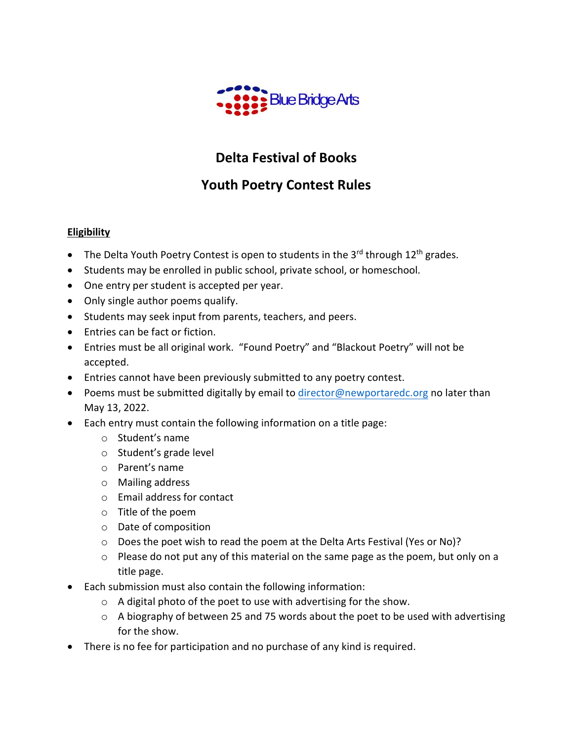Blue Bridge Arts

# Delta Festival of Books

## Youth Poetry Contest Rules

### Eligibility

- The Delta Youth Poetry Contest is open to students in the 3rd through 12th grades.
- Students may be enrolled in public school, private school, or homeschool.
- One entry per student is accepted per year.
- Only single author poems qualify.
- Students may seek input from parents, teachers, and peers.
- Entries can be fact or fiction.
- Entries must be all original work. "Found Poetry" and "Blackout Poetry" will not be accepted.
- Entries cannot have been previously submitted to any poetry contest.
- Poems must be submitted digitally by email to director@newportaredc.org no later than May 13, 2022.
- Each entry must contain the following information on a title page:
  - Student's name
  - Student's grade level
  - Parent's name
  - Mailing address
  - Email address for contact
  - Title of the poem
  - Date of composition
  - Does the poet wish to read the poem at the Delta Arts Festival (Yes or No)?
  - Please do not put any of this material on the same page as the poem, but only on a title page.
- Each submission must also contain the following information:
  - A digital photo of the poet to use with advertising for the show.
  - A biography of between 25 and 75 words about the poet to be used with advertising for the show.
- There is no fee for participation and no purchase of any kind is required.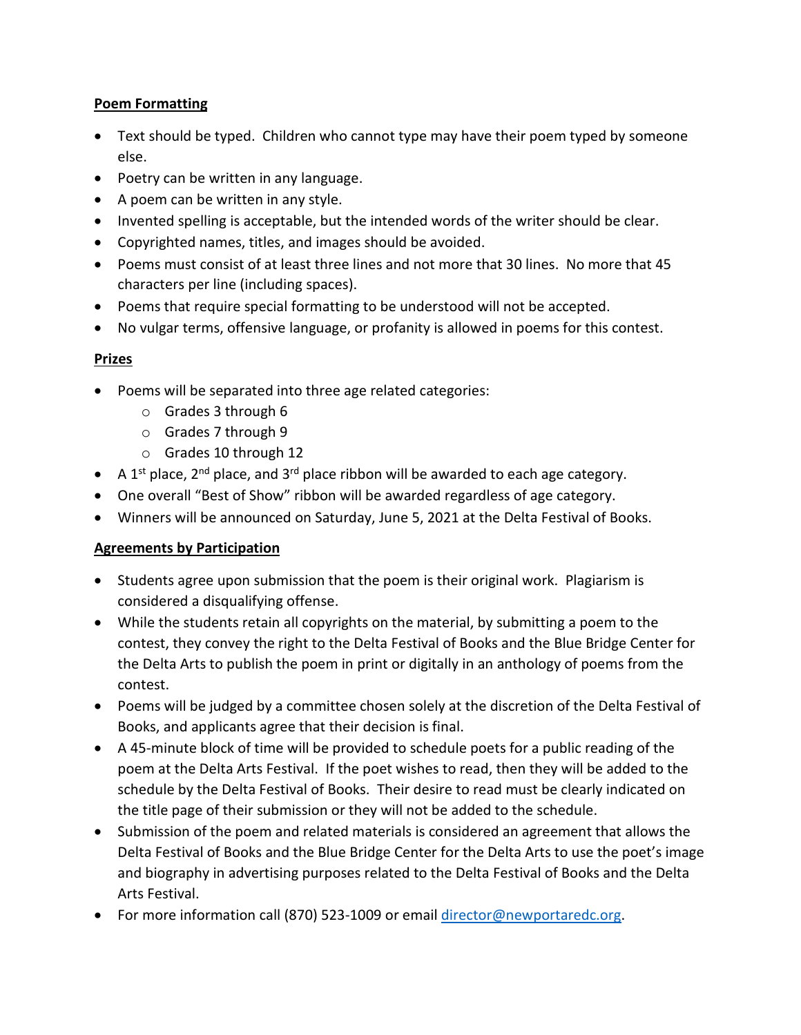**Poem Formatting**

- Text should be typed. Children who cannot type may have their poem typed by someone else.
- Poetry can be written in any language.
- A poem can be written in any style.
- Invented spelling is acceptable, but the intended words of the writer should be clear.
- Copyrighted names, titles, and images should be avoided.
- Poems must consist of at least three lines and not more that 30 lines. No more that 45 characters per line (including spaces).
- Poems that require special formatting to be understood will not be accepted.
- No vulgar terms, offensive language, or profanity is allowed in poems for this contest.

**Prizes**

- Poems will be separated into three age related categories:
  - Grades 3 through 6
  - Grades 7 through 9
  - Grades 10 through 12
- A 1st place, 2nd place, and 3rd place ribbon will be awarded to each age category.
- One overall "Best of Show" ribbon will be awarded regardless of age category.
- Winners will be announced on Saturday, June 5, 2021 at the Delta Festival of Books.

**Agreements by Participation**

- Students agree upon submission that the poem is their original work. Plagiarism is considered a disqualifying offense.
- While the students retain all copyrights on the material, by submitting a poem to the contest, they convey the right to the Delta Festival of Books and the Blue Bridge Center for the Delta Arts to publish the poem in print or digitally in an anthology of poems from the contest.
- Poems will be judged by a committee chosen solely at the discretion of the Delta Festival of Books, and applicants agree that their decision is final.
- A 45-minute block of time will be provided to schedule poets for a public reading of the poem at the Delta Arts Festival. If the poet wishes to read, then they will be added to the schedule by the Delta Festival of Books. Their desire to read must be clearly indicated on the title page of their submission or they will not be added to the schedule.
- Submission of the poem and related materials is considered an agreement that allows the Delta Festival of Books and the Blue Bridge Center for the Delta Arts to use the poet's image and biography in advertising purposes related to the Delta Festival of Books and the Delta Arts Festival.
- For more information call (870) 523-1009 or email director@newportaredc.org.